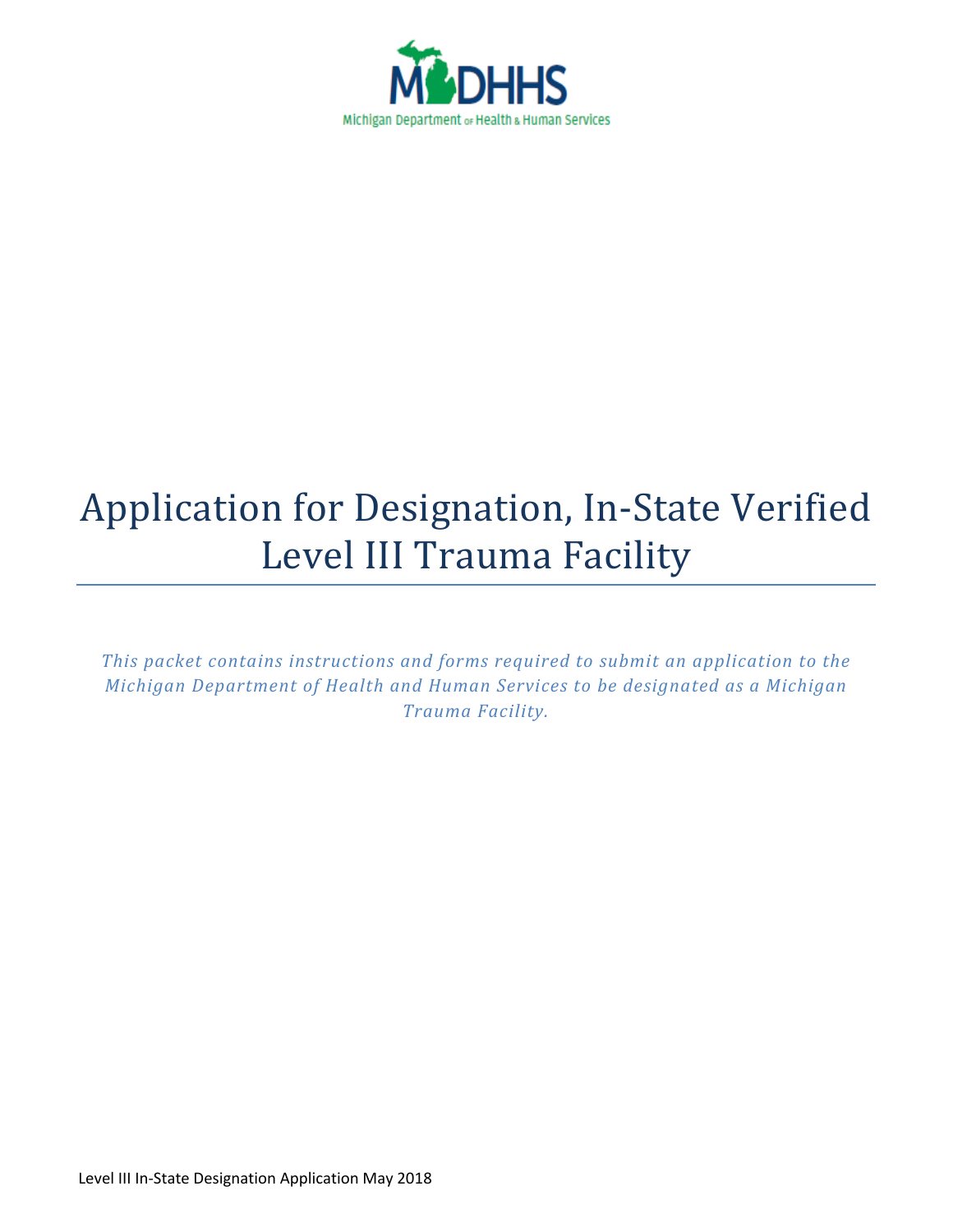MDHHS

Michigan Department of Health & Human Services

# Application for Designation, In-State Verified Level III Trauma Facility

*This packet contains instructions and forms required to submit an application to the Michigan Department of Health and Human Services to be designated as a Michigan Trauma Facility.*

Level III In-State Designation Application May 2018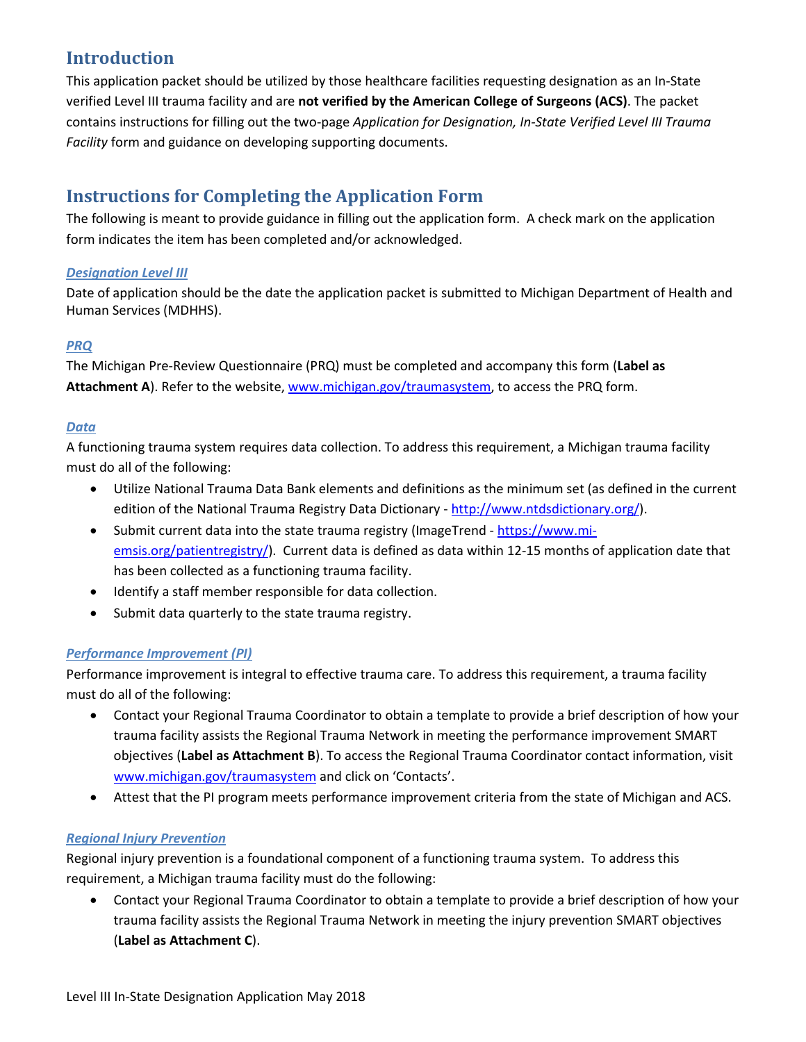## Introduction

This application packet should be utilized by those healthcare facilities requesting designation as an In-State verified Level III trauma facility and are **not verified by the American College of Surgeons (ACS)**. The packet contains instructions for filling out the two-page *Application for Designation, In-State Verified Level III Trauma Facility* form and guidance on developing supporting documents.

## Instructions for Completing the Application Form

The following is meant to provide guidance in filling out the application form. A check mark on the application form indicates the item has been completed and/or acknowledged.

### *Designation Level III*

Date of application should be the date the application packet is submitted to Michigan Department of Health and Human Services (MDHHS).

### *PRQ*

The Michigan Pre-Review Questionnaire (PRQ) must be completed and accompany this form (**Label as Attachment A**). Refer to the website, www.michigan.gov/traumasystem, to access the PRQ form.

### *Data*

A functioning trauma system requires data collection. To address this requirement, a Michigan trauma facility must do all of the following:

- Utilize National Trauma Data Bank elements and definitions as the minimum set (as defined in the current edition of the National Trauma Registry Data Dictionary - http://www.ntdsdictionary.org/).
- Submit current data into the state trauma registry (ImageTrend - https://www.mi-emsis.org/patientregistry/). Current data is defined as data within 12-15 months of application date that has been collected as a functioning trauma facility.
- Identify a staff member responsible for data collection.
- Submit data quarterly to the state trauma registry.

### *Performance Improvement (PI)*

Performance improvement is integral to effective trauma care. To address this requirement, a trauma facility must do all of the following:

- Contact your Regional Trauma Coordinator to obtain a template to provide a brief description of how your trauma facility assists the Regional Trauma Network in meeting the performance improvement SMART objectives (**Label as Attachment B**). To access the Regional Trauma Coordinator contact information, visit www.michigan.gov/traumasystem and click on 'Contacts'.
- Attest that the PI program meets performance improvement criteria from the state of Michigan and ACS.

### *Regional Injury Prevention*

Regional injury prevention is a foundational component of a functioning trauma system. To address this requirement, a Michigan trauma facility must do the following:

- Contact your Regional Trauma Coordinator to obtain a template to provide a brief description of how your trauma facility assists the Regional Trauma Network in meeting the injury prevention SMART objectives (**Label as Attachment C**).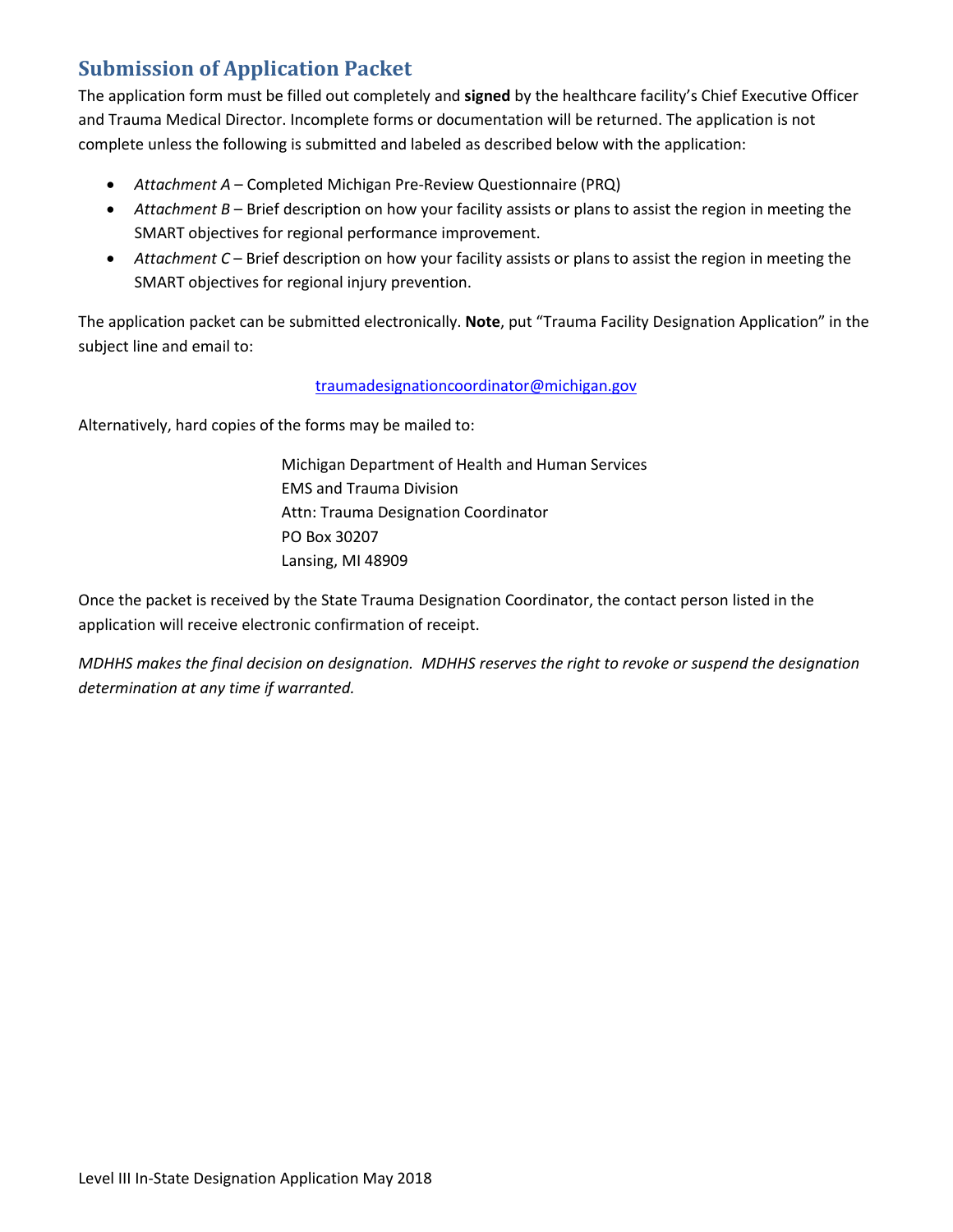## Submission of Application Packet

The application form must be filled out completely and **signed** by the healthcare facility's Chief Executive Officer and Trauma Medical Director. Incomplete forms or documentation will be returned. The application is not complete unless the following is submitted and labeled as described below with the application:

- *Attachment A* – Completed Michigan Pre-Review Questionnaire (PRQ)
- *Attachment B* – Brief description on how your facility assists or plans to assist the region in meeting the SMART objectives for regional performance improvement.
- *Attachment C* – Brief description on how your facility assists or plans to assist the region in meeting the SMART objectives for regional injury prevention.

The application packet can be submitted electronically. **Note**, put "Trauma Facility Designation Application" in the subject line and email to:

traumadesignationcoordinator@michigan.gov

Alternatively, hard copies of the forms may be mailed to:

Michigan Department of Health and Human Services
EMS and Trauma Division
Attn: Trauma Designation Coordinator
PO Box 30207
Lansing, MI 48909

Once the packet is received by the State Trauma Designation Coordinator, the contact person listed in the application will receive electronic confirmation of receipt.

*MDHHS makes the final decision on designation. MDHHS reserves the right to revoke or suspend the designation determination at any time if warranted.*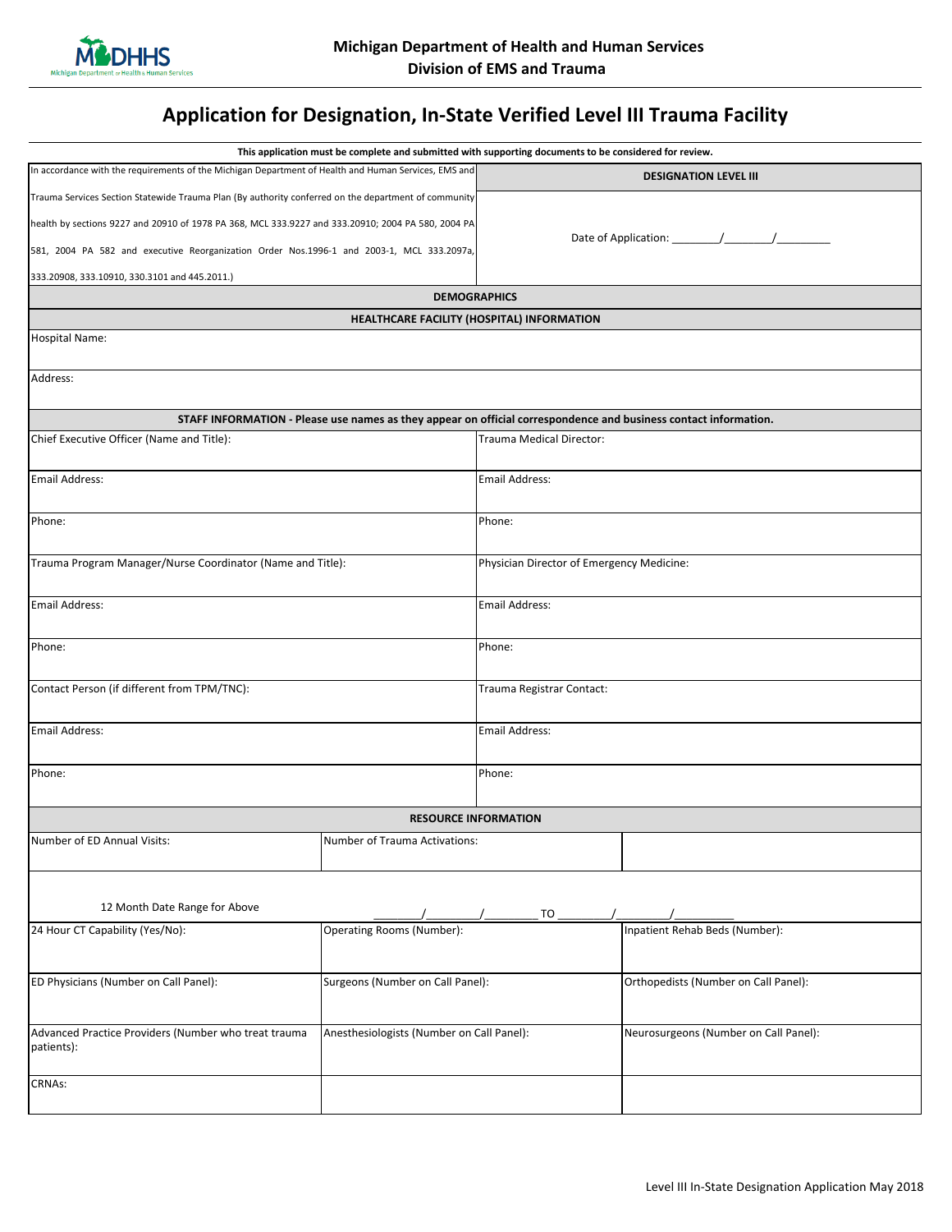Michigan Department of Health and Human Services
Division of EMS and Trauma

# Application for Designation, In-State Verified Level III Trauma Facility

**This application must be complete and submitted with supporting documents to be considered for review.**

| In accordance with the requirements of the Michigan Department of Health and Human Services, EMS and Trauma Services Section Statewide Trauma Plan (By authority conferred on the department of community health by sections 9227 and 20910 of 1978 PA 368, MCL 333.9227 and 333.20910; 2004 PA 580, 2004 PA 581, 2004 PA 582 and executive Reorganization Order Nos.1996-1 and 2003-1, MCL 333.2097a, 333.20908, 333.10910, 330.3101 and 445.2011.) | **DESIGNATION LEVEL III** <br> Date of Application: \_\_\_\_\_\_\_\_/\_\_\_\_\_\_\_\_/\_\_\_\_\_\_\_\_\_ |
|---|---|

## DEMOGRAPHICS

### HEALTHCARE FACILITY (HOSPITAL) INFORMATION

| Hospital Name: |
|---|
| Address: |

### STAFF INFORMATION - Please use names as they appear on official correspondence and business contact information.

| | |
|---|---|
| Chief Executive Officer (Name and Title): | Trauma Medical Director: |
| Email Address: | Email Address: |
| Phone: | Phone: |
| Trauma Program Manager/Nurse Coordinator (Name and Title): | Physician Director of Emergency Medicine: |
| Email Address: | Email Address: |
| Phone: | Phone: |
| Contact Person (if different from TPM/TNC): | Trauma Registrar Contact: |
| Email Address: | Email Address: |
| Phone: | Phone: |

### RESOURCE INFORMATION

| | | |
|---|---|---|
| Number of ED Annual Visits: | Number of Trauma Activations: | |
| 12 Month Date Range for Above | \_\_\_\_\_\_\_\_/\_\_\_\_\_\_\_\_/\_\_\_\_\_\_\_\_ TO \_\_\_\_\_\_\_\_/\_\_\_\_\_\_\_\_/\_\_\_\_\_\_\_\_\_ | |
| 24 Hour CT Capability (Yes/No): | Operating Rooms (Number): | Inpatient Rehab Beds (Number): |
| ED Physicians (Number on Call Panel): | Surgeons (Number on Call Panel): | Orthopedists (Number on Call Panel): |
| Advanced Practice Providers (Number who treat trauma patients): | Anesthesiologists (Number on Call Panel): | Neurosurgeons (Number on Call Panel): |
| CRNAs: | | |

Level III In-State Designation Application May 2018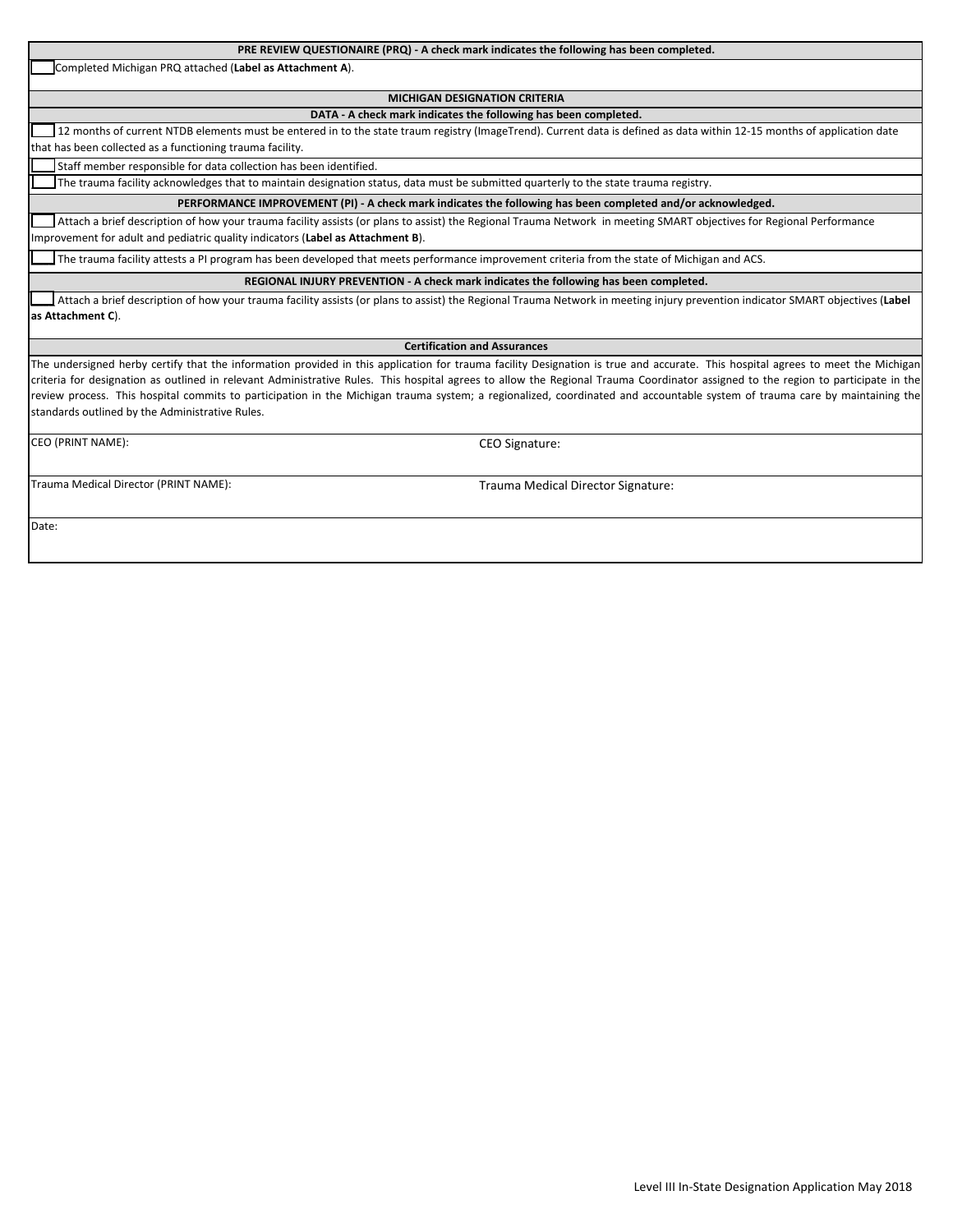**PRE REVIEW QUESTIONAIRE (PRQ) - A check mark indicates the following has been completed.**

☐ Completed Michigan PRQ attached (**Label as Attachment A**).

**MICHIGAN DESIGNATION CRITERIA**

**DATA - A check mark indicates the following has been completed.**

☐ 12 months of current NTDB elements must be entered in to the state traum registry (ImageTrend). Current data is defined as data within 12-15 months of application date that has been collected as a functioning trauma facility.

☐ Staff member responsible for data collection has been identified.

☐ The trauma facility acknowledges that to maintain designation status, data must be submitted quarterly to the state trauma registry.

**PERFORMANCE IMPROVEMENT (PI) - A check mark indicates the following has been completed and/or acknowledged.**

☐ Attach a brief description of how your trauma facility assists (or plans to assist) the Regional Trauma Network in meeting SMART objectives for Regional Performance Improvement for adult and pediatric quality indicators (**Label as Attachment B**).

☐ The trauma facility attests a PI program has been developed that meets performance improvement criteria from the state of Michigan and ACS.

**REGIONAL INJURY PREVENTION - A check mark indicates the following has been completed.**

☐ Attach a brief description of how your trauma facility assists (or plans to assist) the Regional Trauma Network in meeting injury prevention indicator SMART objectives (**Label as Attachment C**).

**Certification and Assurances**

The undersigned herby certify that the information provided in this application for trauma facility Designation is true and accurate. This hospital agrees to meet the Michigan criteria for designation as outlined in relevant Administrative Rules. This hospital agrees to allow the Regional Trauma Coordinator assigned to the region to participate in the review process. This hospital commits to participation in the Michigan trauma system; a regionalized, coordinated and accountable system of trauma care by maintaining the standards outlined by the Administrative Rules.

| | |
|---|---|
| CEO (PRINT NAME): | CEO Signature: |
| Trauma Medical Director (PRINT NAME): | Trauma Medical Director Signature: |
| Date: | |

Level III In-State Designation Application May 2018